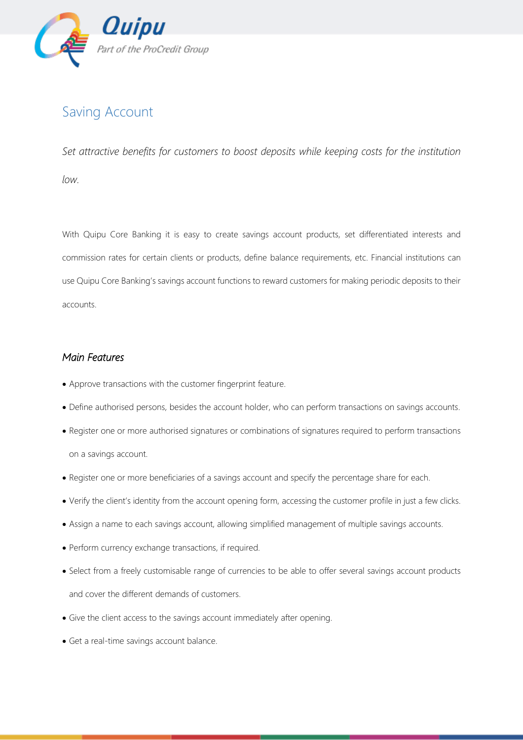Quipu

*Part of the ProCredit Group*

# Saving Account

*Set attractive benefits for customers to boost deposits while keeping costs for the institution low.*

With Quipu Core Banking it is easy to create savings account products, set differentiated interests and commission rates for certain clients or products, define balance requirements, etc. Financial institutions can use Quipu Core Banking's savings account functions to reward customers for making periodic deposits to their accounts.

## *Main Features*

- Approve transactions with the customer fingerprint feature.
- Define authorised persons, besides the account holder, who can perform transactions on savings accounts.
- Register one or more authorised signatures or combinations of signatures required to perform transactions on a savings account.
- Register one or more beneficiaries of a savings account and specify the percentage share for each.
- Verify the client's identity from the account opening form, accessing the customer profile in just a few clicks.
- Assign a name to each savings account, allowing simplified management of multiple savings accounts.
- Perform currency exchange transactions, if required.
- Select from a freely customisable range of currencies to be able to offer several savings account products and cover the different demands of customers.
- Give the client access to the savings account immediately after opening.
- Get a real-time savings account balance.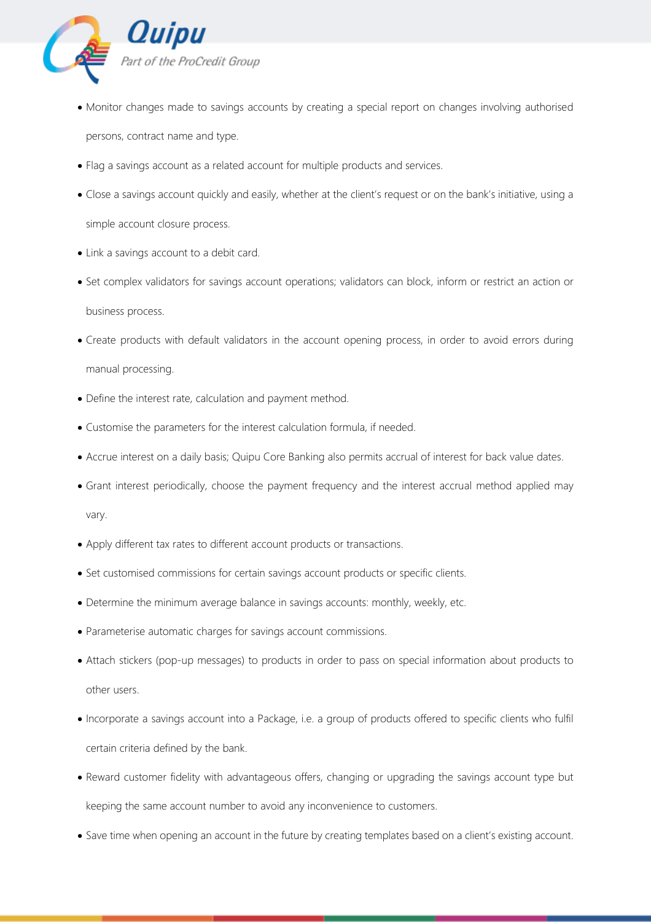- Monitor changes made to savings accounts by creating a special report on changes involving authorised persons, contract name and type.
- Flag a savings account as a related account for multiple products and services.
- Close a savings account quickly and easily, whether at the client's request or on the bank's initiative, using a simple account closure process.
- Link a savings account to a debit card.
- Set complex validators for savings account operations; validators can block, inform or restrict an action or business process.
- Create products with default validators in the account opening process, in order to avoid errors during manual processing.
- Define the interest rate, calculation and payment method.
- Customise the parameters for the interest calculation formula, if needed.
- Accrue interest on a daily basis; Quipu Core Banking also permits accrual of interest for back value dates.
- Grant interest periodically, choose the payment frequency and the interest accrual method applied may vary.
- Apply different tax rates to different account products or transactions.
- Set customised commissions for certain savings account products or specific clients.
- Determine the minimum average balance in savings accounts: monthly, weekly, etc.
- Parameterise automatic charges for savings account commissions.
- Attach stickers (pop-up messages) to products in order to pass on special information about products to other users.
- Incorporate a savings account into a Package, i.e. a group of products offered to specific clients who fulfil certain criteria defined by the bank.
- Reward customer fidelity with advantageous offers, changing or upgrading the savings account type but keeping the same account number to avoid any inconvenience to customers.
- Save time when opening an account in the future by creating templates based on a client's existing account.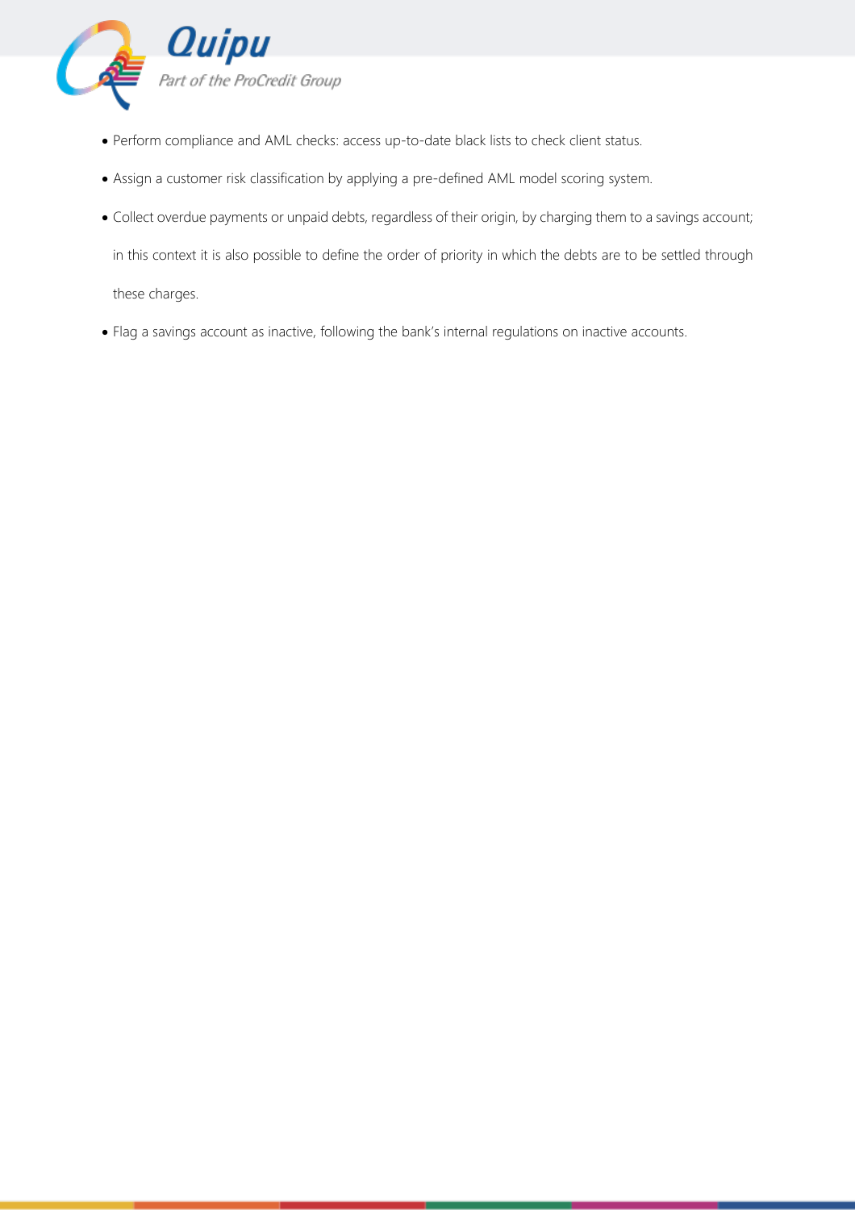- Perform compliance and AML checks: access up-to-date black lists to check client status.
- Assign a customer risk classification by applying a pre-defined AML model scoring system.
- Collect overdue payments or unpaid debts, regardless of their origin, by charging them to a savings account; in this context it is also possible to define the order of priority in which the debts are to be settled through these charges.
- Flag a savings account as inactive, following the bank's internal regulations on inactive accounts.